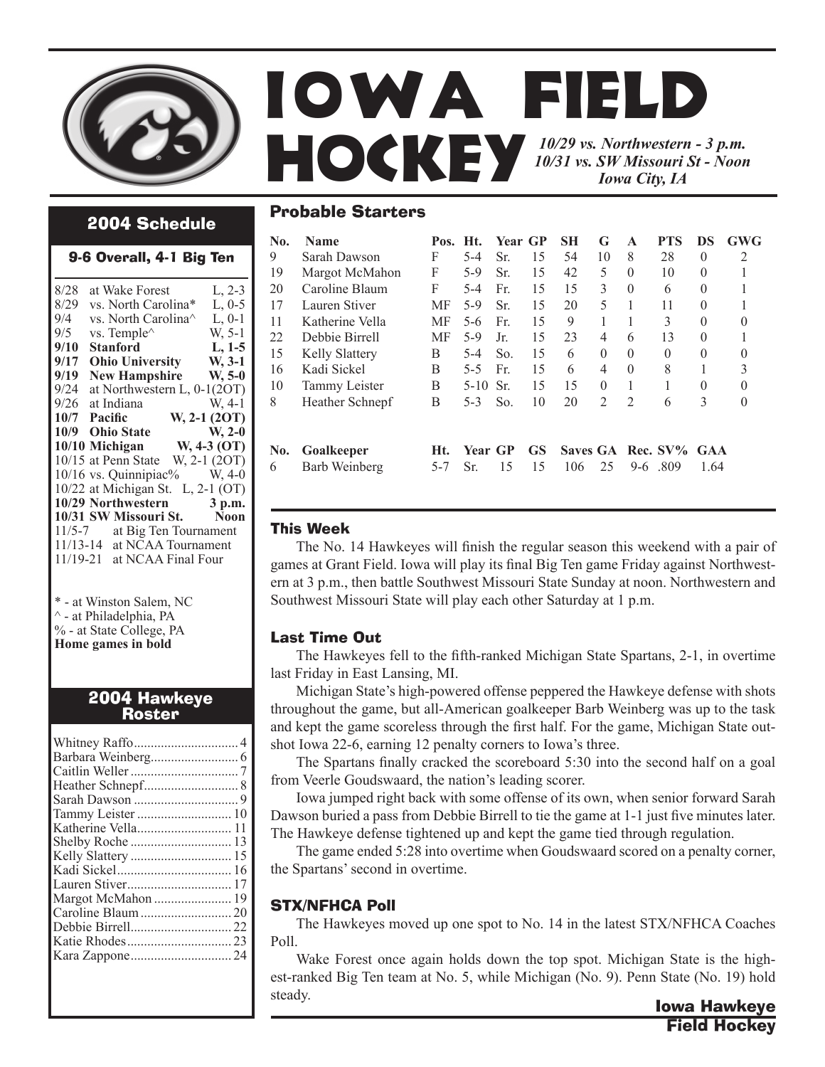# IOWA FIELD HOCKEY

*10/29 vs. Northwestern - 3 p.m.*
*10/31 vs. SW Missouri St - Noon*
*Iowa City, IA*

## 2004 Schedule

**9-6 Overall, 4-1 Big Ten**

| Date | Opponent | Result |
|---|---|---|
| 8/28 | at Wake Forest | L, 2-3 |
| 8/29 | vs. North Carolina* | L, 0-5 |
| 9/4 | vs. North Carolina^ | L, 0-1 |
| 9/5 | vs. Temple^ | W, 5-1 |
| **9/10** | **Stanford** | **L, 1-5** |
| **9/17** | **Ohio University** | **W, 3-1** |
| **9/19** | **New Hampshire** | **W, 5-0** |
| 9/24 | at Northwestern | L, 0-1(2OT) |
| 9/26 | at Indiana | W, 4-1 |
| **10/7** | **Pacific** | **W, 2-1 (2OT)** |
| **10/9** | **Ohio State** | **W, 2-0** |
| **10/10** | **Michigan** | **W, 4-3 (OT)** |
| 10/15 | at Penn State | W, 2-1 (2OT) |
| 10/16 | vs. Quinnipiac% | W, 4-0 |
| 10/22 | at Michigan St. | L, 2-1 (OT) |
| **10/29** | **Northwestern** | **3 p.m.** |
| **10/31** | **SW Missouri St.** | **Noon** |
| 11/5-7 | at Big Ten Tournament | |
| 11/13-14 | at NCAA Tournament | |
| 11/19-21 | at NCAA Final Four | |

\* - at Winston Salem, NC
^ - at Philadelphia, PA
% - at State College, PA
**Home games in bold**

## 2004 Hawkeye Roster

| Name | No. |
|---|---|
| Whitney Raffo | 4 |
| Barbara Weinberg | 6 |
| Caitlin Weller | 7 |
| Heather Schnepf | 8 |
| Sarah Dawson | 9 |
| Tammy Leister | 10 |
| Katherine Vella | 11 |
| Shelby Roche | 13 |
| Kelly Slattery | 15 |
| Kadi Sickel | 16 |
| Lauren Stiver | 17 |
| Margot McMahon | 19 |
| Caroline Blaum | 20 |
| Debbie Birrell | 22 |
| Katie Rhodes | 23 |
| Kara Zappone | 24 |

## Probable Starters

| No. | Name | Pos. | Ht. | Year | GP | SH | G | A | PTS | DS | GWG |
|---|---|---|---|---|---|---|---|---|---|---|---|
| 9 | Sarah Dawson | F | 5-4 | Sr. | 15 | 54 | 10 | 8 | 28 | 0 | 2 |
| 19 | Margot McMahon | F | 5-9 | Sr. | 15 | 42 | 5 | 0 | 10 | 0 | 1 |
| 20 | Caroline Blaum | F | 5-4 | Fr. | 15 | 15 | 3 | 0 | 6 | 0 | 1 |
| 17 | Lauren Stiver | MF | 5-9 | Sr. | 15 | 20 | 5 | 1 | 11 | 0 | 1 |
| 11 | Katherine Vella | MF | 5-6 | Fr. | 15 | 9 | 1 | 1 | 3 | 0 | 0 |
| 22 | Debbie Birrell | MF | 5-9 | Jr. | 15 | 23 | 4 | 6 | 13 | 0 | 1 |
| 15 | Kelly Slattery | B | 5-4 | So. | 15 | 6 | 0 | 0 | 0 | 0 | 0 |
| 16 | Kadi Sickel | B | 5-5 | Fr. | 15 | 6 | 4 | 0 | 8 | 1 | 3 |
| 10 | Tammy Leister | B | 5-10 | Sr. | 15 | 15 | 0 | 1 | 1 | 0 | 0 |
| 8 | Heather Schnepf | B | 5-3 | So. | 10 | 20 | 2 | 2 | 6 | 3 | 0 |

| No. | Goalkeeper | Ht. | Year | GP | GS | Saves | GA | Rec. | SV% | GAA |
|---|---|---|---|---|---|---|---|---|---|---|
| 6 | Barb Weinberg | 5-7 | Sr. | 15 | 15 | 106 | 25 | 9-6 | .809 | 1.64 |

### This Week

The No. 14 Hawkeyes will finish the regular season this weekend with a pair of games at Grant Field. Iowa will play its final Big Ten game Friday against Northwestern at 3 p.m., then battle Southwest Missouri State Sunday at noon. Northwestern and Southwest Missouri State will play each other Saturday at 1 p.m.

### Last Time Out

The Hawkeyes fell to the fifth-ranked Michigan State Spartans, 2-1, in overtime last Friday in East Lansing, MI.

Michigan State's high-powered offense peppered the Hawkeye defense with shots throughout the game, but all-American goalkeeper Barb Weinberg was up to the task and kept the game scoreless through the first half. For the game, Michigan State outshot Iowa 22-6, earning 12 penalty corners to Iowa's three.

The Spartans finally cracked the scoreboard 5:30 into the second half on a goal from Veerle Goudswaard, the nation's leading scorer.

Iowa jumped right back with some offense of its own, when senior forward Sarah Dawson buried a pass from Debbie Birrell to tie the game at 1-1 just five minutes later. The Hawkeye defense tightened up and kept the game tied through regulation.

The game ended 5:28 into overtime when Goudswaard scored on a penalty corner, the Spartans' second in overtime.

### STX/NFHCA Poll

The Hawkeyes moved up one spot to No. 14 in the latest STX/NFHCA Coaches Poll.

Wake Forest once again holds down the top spot. Michigan State is the highest-ranked Big Ten team at No. 5, while Michigan (No. 9). Penn State (No. 19) hold steady.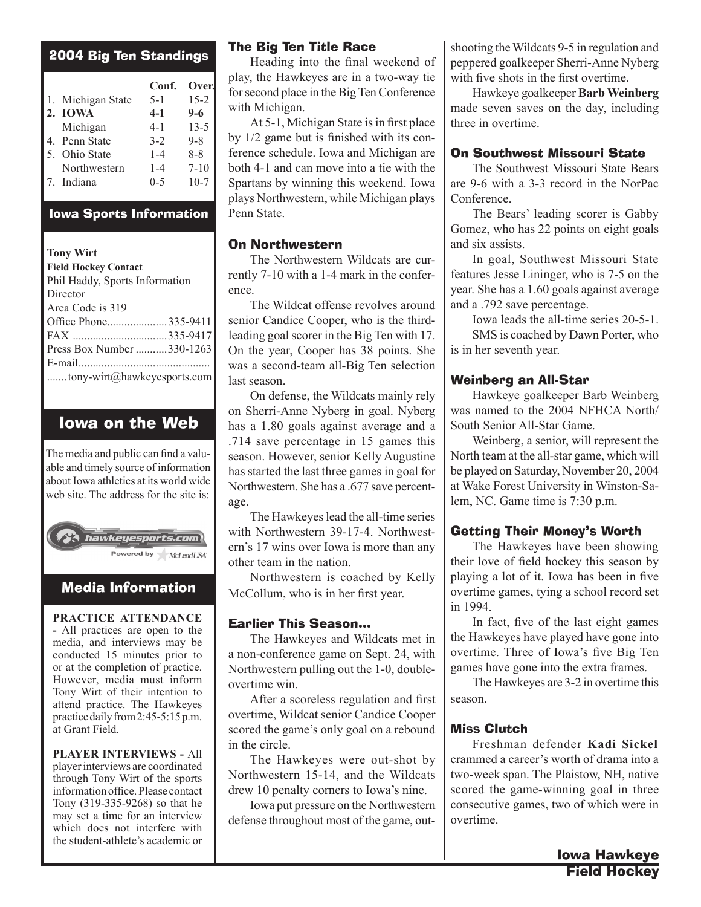## 2004 Big Ten Standings

| | Conf. | Over. |
|---|---|---|
| 1. Michigan State | 5-1 | 15-2 |
| **2. IOWA** | **4-1** | **9-6** |
| Michigan | 4-1 | 13-5 |
| 4. Penn State | 3-2 | 9-8 |
| 5. Ohio State | 1-4 | 8-8 |
| Northwestern | 1-4 | 7-10 |
| 7. Indiana | 0-5 | 10-7 |

## Iowa Sports Information

**Tony Wirt**
**Field Hockey Contact**
Phil Haddy, Sports Information Director
Area Code is 319
Office Phone.....................335-9411
FAX .................................335-9417
Press Box Number ...........330-1263
E-mail.............................................
.......tony-wirt@hawkeyesports.com

## Iowa on the Web

The media and public can find a valuable and timely source of information about Iowa athletics at its world wide web site. The address for the site is:

hawkeyesports.com
Powered by McLeodUSA

## Media Information

**PRACTICE ATTENDANCE -** All practices are open to the media, and interviews may be conducted 15 minutes prior to or at the completion of practice. However, media must inform Tony Wirt of their intention to attend practice. The Hawkeyes practice daily from 2:45-5:15 p.m. at Grant Field.

**PLAYER INTERVIEWS -** All player interviews are coordinated through Tony Wirt of the sports information office. Please contact Tony (319-335-9268) so that he may set a time for an interview which does not interfere with the student-athlete's academic or

### The Big Ten Title Race

Heading into the final weekend of play, the Hawkeyes are in a two-way tie for second place in the Big Ten Conference with Michigan.

At 5-1, Michigan State is in first place by 1/2 game but is finished with its conference schedule. Iowa and Michigan are both 4-1 and can move into a tie with the Spartans by winning this weekend. Iowa plays Northwestern, while Michigan plays Penn State.

### On Northwestern

The Northwestern Wildcats are currently 7-10 with a 1-4 mark in the conference.

The Wildcat offense revolves around senior Candice Cooper, who is the third-leading goal scorer in the Big Ten with 17. On the year, Cooper has 38 points. She was a second-team all-Big Ten selection last season.

On defense, the Wildcats mainly rely on Sherri-Anne Nyberg in goal. Nyberg has a 1.80 goals against average and a .714 save percentage in 15 games this season. However, senior Kelly Augustine has started the last three games in goal for Northwestern. She has a .677 save percentage.

The Hawkeyes lead the all-time series with Northwestern 39-17-4. Northwestern's 17 wins over Iowa is more than any other team in the nation.

Northwestern is coached by Kelly McCollum, who is in her first year.

### Earlier This Season...

The Hawkeyes and Wildcats met in a non-conference game on Sept. 24, with Northwestern pulling out the 1-0, double-overtime win.

After a scoreless regulation and first overtime, Wildcat senior Candice Cooper scored the game's only goal on a rebound in the circle.

The Hawkeyes were out-shot by Northwestern 15-14, and the Wildcats drew 10 penalty corners to Iowa's nine.

Iowa put pressure on the Northwestern defense throughout most of the game, outshooting the Wildcats 9-5 in regulation and peppered goalkeeper Sherri-Anne Nyberg with five shots in the first overtime.

Hawkeye goalkeeper **Barb Weinberg** made seven saves on the day, including three in overtime.

### On Southwest Missouri State

The Southwest Missouri State Bears are 9-6 with a 3-3 record in the NorPac Conference.

The Bears' leading scorer is Gabby Gomez, who has 22 points on eight goals and six assists.

In goal, Southwest Missouri State features Jesse Lininger, who is 7-5 on the year. She has a 1.60 goals against average and a .792 save percentage.

Iowa leads the all-time series 20-5-1.

SMS is coached by Dawn Porter, who is in her seventh year.

### Weinberg an All-Star

Hawkeye goalkeeper Barb Weinberg was named to the 2004 NFHCA North/South Senior All-Star Game.

Weinberg, a senior, will represent the North team at the all-star game, which will be played on Saturday, November 20, 2004 at Wake Forest University in Winston-Salem, NC. Game time is 7:30 p.m.

### Getting Their Money's Worth

The Hawkeyes have been showing their love of field hockey this season by playing a lot of it. Iowa has been in five overtime games, tying a school record set in 1994.

In fact, five of the last eight games the Hawkeyes have played have gone into overtime. Three of Iowa's five Big Ten games have gone into the extra frames.

The Hawkeyes are 3-2 in overtime this season.

### Miss Clutch

Freshman defender **Kadi Sickel** crammed a career's worth of drama into a two-week span. The Plaistow, NH, native scored the game-winning goal in three consecutive games, two of which were in overtime.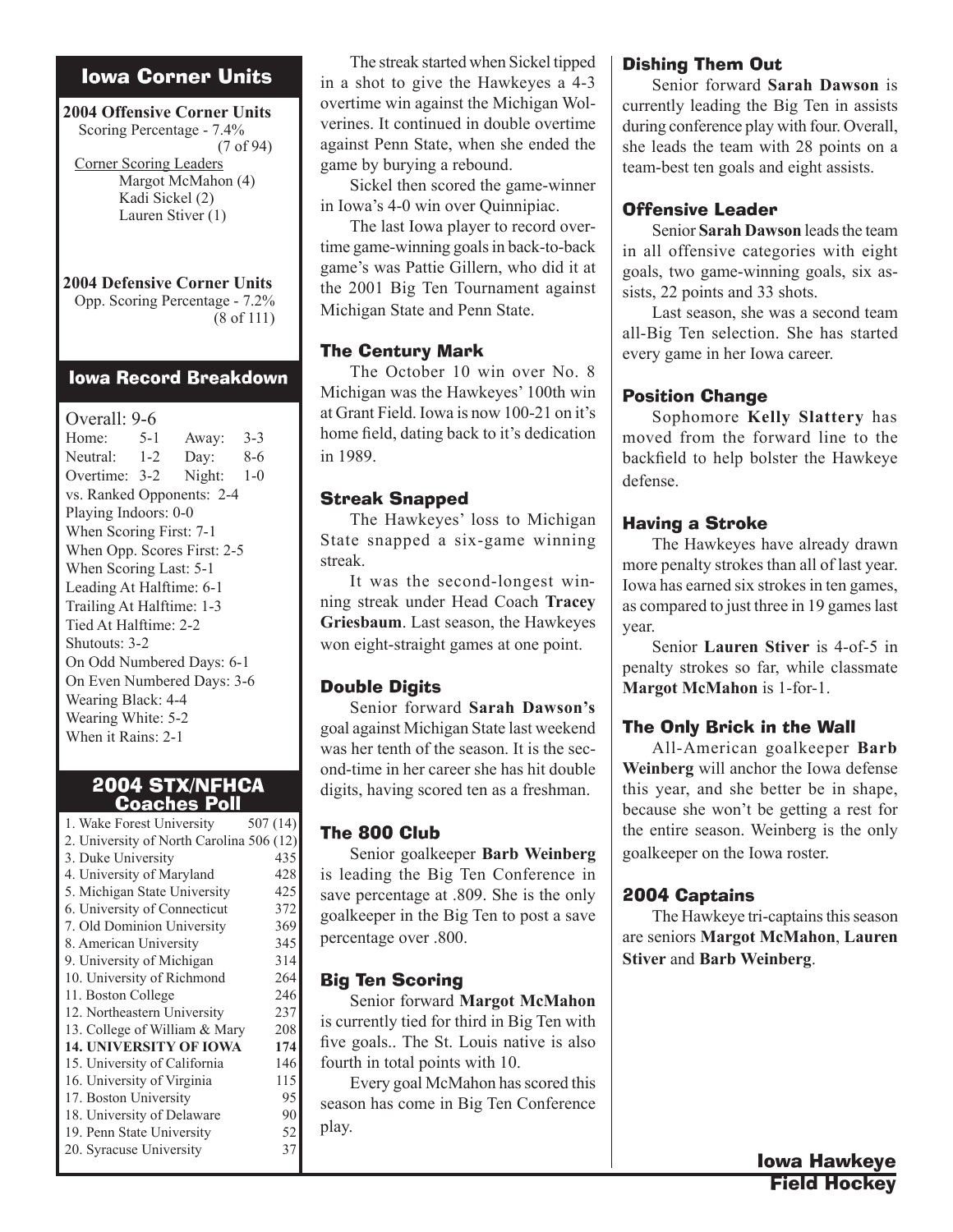## Iowa Corner Units

**2004 Offensive Corner Units**

Scoring Percentage - 7.4% (7 of 94)

Corner Scoring Leaders

Margot McMahon (4)
Kadi Sickel (2)
Lauren Stiver (1)

**2004 Defensive Corner Units**

Opp. Scoring Percentage - 7.2% (8 of 111)

## Iowa Record Breakdown

Overall: 9-6

| | | | |
|---|---|---|---|
| Home: | 5-1 | Away: | 3-3 |
| Neutral: | 1-2 | Day: | 8-6 |
| Overtime: | 3-2 | Night: | 1-0 |

vs. Ranked Opponents: 2-4
Playing Indoors: 0-0
When Scoring First: 7-1
When Opp. Scores First: 2-5
When Scoring Last: 5-1
Leading At Halftime: 6-1
Trailing At Halftime: 1-3
Tied At Halftime: 2-2
Shutouts: 3-2
On Odd Numbered Days: 6-1
On Even Numbered Days: 3-6
Wearing Black: 4-4
Wearing White: 5-2
When it Rains: 2-1

## 2004 STX/NFHCA Coaches Poll

| | |
|---|---|
| 1. Wake Forest University | 507 (14) |
| 2. University of North Carolina | 506 (12) |
| 3. Duke University | 435 |
| 4. University of Maryland | 428 |
| 5. Michigan State University | 425 |
| 6. University of Connecticut | 372 |
| 7. Old Dominion University | 369 |
| 8. American University | 345 |
| 9. University of Michigan | 314 |
| 10. University of Richmond | 264 |
| 11. Boston College | 246 |
| 12. Northeastern University | 237 |
| 13. College of William & Mary | 208 |
| **14. UNIVERSITY OF IOWA** | **174** |
| 15. University of California | 146 |
| 16. University of Virginia | 115 |
| 17. Boston University | 95 |
| 18. University of Delaware | 90 |
| 19. Penn State University | 52 |
| 20. Syracuse University | 37 |

The streak started when Sickel tipped in a shot to give the Hawkeyes a 4-3 overtime win against the Michigan Wolverines. It continued in double overtime against Penn State, when she ended the game by burying a rebound.

Sickel then scored the game-winner in Iowa's 4-0 win over Quinnipiac.

The last Iowa player to record overtime game-winning goals in back-to-back game's was Pattie Gillern, who did it at the 2001 Big Ten Tournament against Michigan State and Penn State.

### The Century Mark

The October 10 win over No. 8 Michigan was the Hawkeyes' 100th win at Grant Field. Iowa is now 100-21 on it's home field, dating back to it's dedication in 1989.

### Streak Snapped

The Hawkeyes' loss to Michigan State snapped a six-game winning streak.

It was the second-longest winning streak under Head Coach **Tracey Griesbaum**. Last season, the Hawkeyes won eight-straight games at one point.

### Double Digits

Senior forward **Sarah Dawson's** goal against Michigan State last weekend was her tenth of the season. It is the second-time in her career she has hit double digits, having scored ten as a freshman.

### The 800 Club

Senior goalkeeper **Barb Weinberg** is leading the Big Ten Conference in save percentage at .809. She is the only goalkeeper in the Big Ten to post a save percentage over .800.

### Big Ten Scoring

Senior forward **Margot McMahon** is currently tied for third in Big Ten with five goals.. The St. Louis native is also fourth in total points with 10.

Every goal McMahon has scored this season has come in Big Ten Conference play.

### Dishing Them Out

Senior forward **Sarah Dawson** is currently leading the Big Ten in assists during conference play with four. Overall, she leads the team with 28 points on a team-best ten goals and eight assists.

### Offensive Leader

Senior **Sarah Dawson** leads the team in all offensive categories with eight goals, two game-winning goals, six assists, 22 points and 33 shots.

Last season, she was a second team all-Big Ten selection. She has started every game in her Iowa career.

### Position Change

Sophomore **Kelly Slattery** has moved from the forward line to the backfield to help bolster the Hawkeye defense.

### Having a Stroke

The Hawkeyes have already drawn more penalty strokes than all of last year. Iowa has earned six strokes in ten games, as compared to just three in 19 games last year.

Senior **Lauren Stiver** is 4-of-5 in penalty strokes so far, while classmate **Margot McMahon** is 1-for-1.

### The Only Brick in the Wall

All-American goalkeeper **Barb Weinberg** will anchor the Iowa defense this year, and she better be in shape, because she won't be getting a rest for the entire season. Weinberg is the only goalkeeper on the Iowa roster.

### 2004 Captains

The Hawkeye tri-captains this season are seniors **Margot McMahon**, **Lauren Stiver** and **Barb Weinberg**.